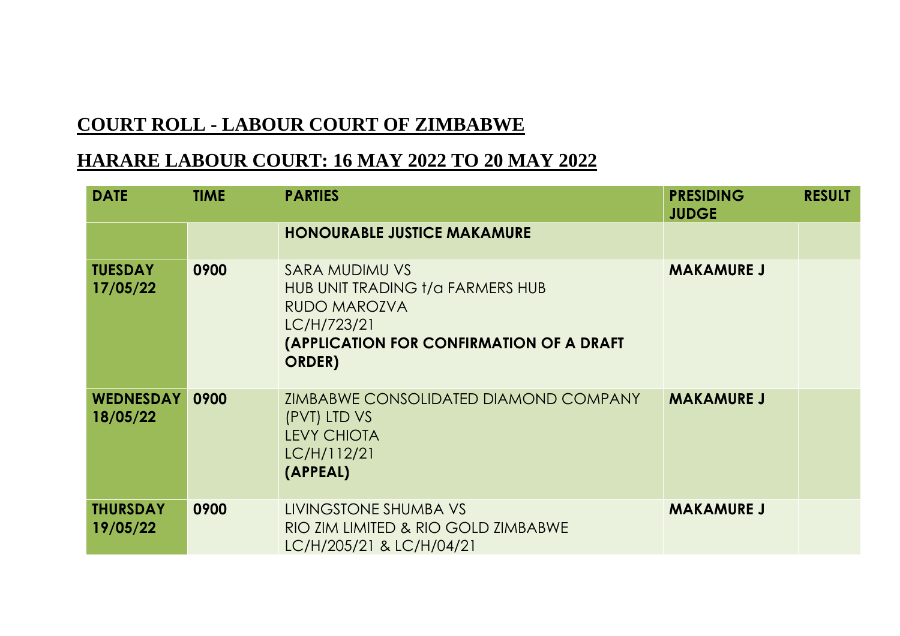# COURT ROLL - LABOUR COURT OF ZIMBABWE

## HARARE LABOUR COURT: 16 MAY 2022 TO 20 MAY 2022

| DATE | TIME | PARTIES | PRESIDING JUDGE | RESULT |
|---|---|---|---|---|
| | | **HONOURABLE JUSTICE MAKAMURE** | | |
| **TUESDAY 17/05/22** | **0900** | SARA MUDIMU VS<br>HUB UNIT TRADING t/a FARMERS HUB<br>RUDO MAROZVA<br>LC/H/723/21<br>**(APPLICATION FOR CONFIRMATION OF A DRAFT ORDER)** | **MAKAMURE J** | |
| **WEDNESDAY 18/05/22** | **0900** | ZIMBABWE CONSOLIDATED DIAMOND COMPANY (PVT) LTD VS<br>LEVY CHIOTA<br>LC/H/112/21<br>**(APPEAL)** | **MAKAMURE J** | |
| **THURSDAY 19/05/22** | **0900** | LIVINGSTONE SHUMBA VS<br>RIO ZIM LIMITED & RIO GOLD ZIMBABWE<br>LC/H/205/21 & LC/H/04/21 | **MAKAMURE J** | |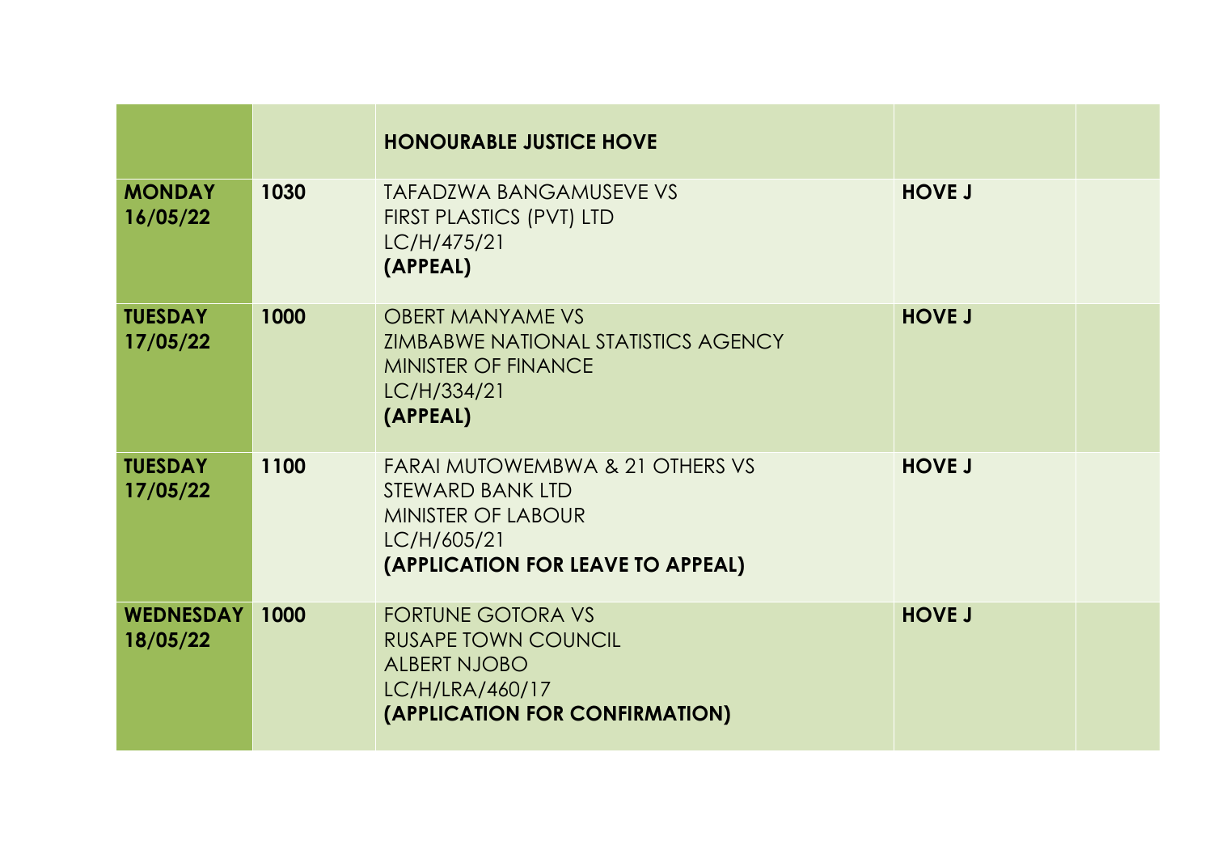| | | **HONOURABLE JUSTICE HOVE** | | |
|---|---|---|---|---|
| **MONDAY 16/05/22** | **1030** | TAFADZWA BANGAMUSEVE VS<br>FIRST PLASTICS (PVT) LTD<br>LC/H/475/21<br>**(APPEAL)** | **HOVE J** | |
| **TUESDAY 17/05/22** | **1000** | OBERT MANYAME VS<br>ZIMBABWE NATIONAL STATISTICS AGENCY<br>MINISTER OF FINANCE<br>LC/H/334/21<br>**(APPEAL)** | **HOVE J** | |
| **TUESDAY 17/05/22** | **1100** | FARAI MUTOWEMBWA & 21 OTHERS VS<br>STEWARD BANK LTD<br>MINISTER OF LABOUR<br>LC/H/605/21<br>**(APPLICATION FOR LEAVE TO APPEAL)** | **HOVE J** | |
| **WEDNESDAY 18/05/22** | **1000** | FORTUNE GOTORA VS<br>RUSAPE TOWN COUNCIL<br>ALBERT NJOBO<br>LC/H/LRA/460/17<br>**(APPLICATION FOR CONFIRMATION)** | **HOVE J** | |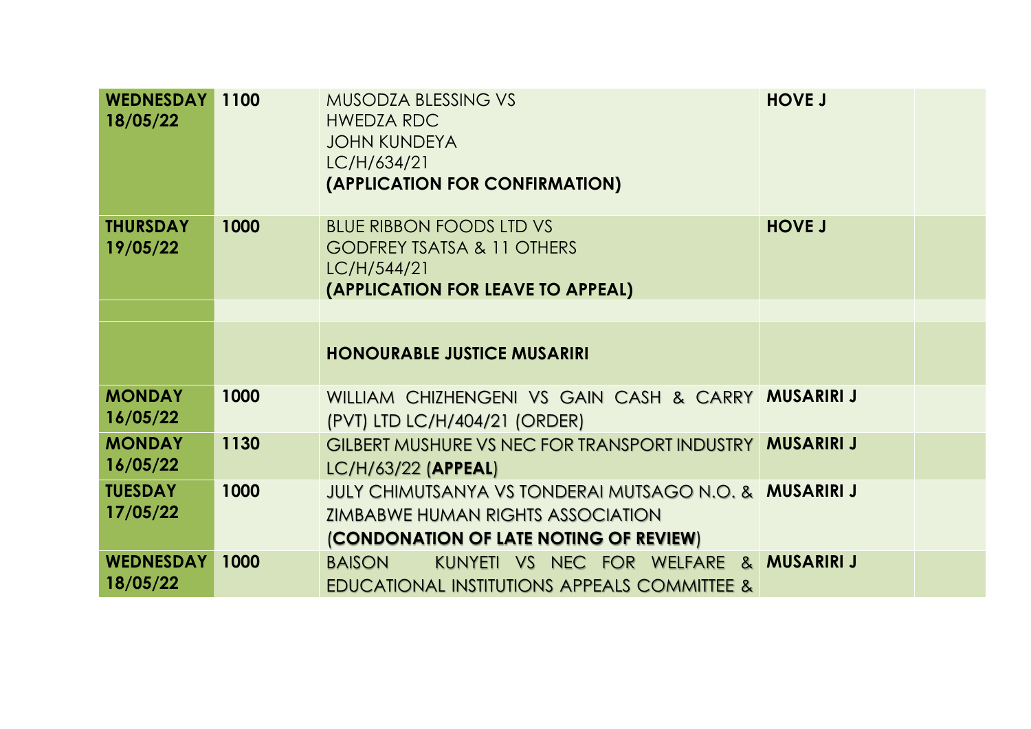| | | | | |
|---|---|---|---|---|
| **WEDNESDAY 18/05/22** | **1100** | MUSODZA BLESSING VS HWEDZA RDC JOHN KUNDEYA LC/H/634/21 **(APPLICATION FOR CONFIRMATION)** | **HOVE J** | |
| **THURSDAY 19/05/22** | **1000** | BLUE RIBBON FOODS LTD VS GODFREY TSATSA & 11 OTHERS LC/H/544/21 **(APPLICATION FOR LEAVE TO APPEAL)** | **HOVE J** | |
| | | | | |
| | | **HONOURABLE JUSTICE MUSARIRI** | | |
| **MONDAY 16/05/22** | **1000** | WILLIAM CHIZHENGENI VS GAIN CASH & CARRY (PVT) LTD LC/H/404/21 (ORDER) | **MUSARIRI J** | |
| **MONDAY 16/05/22** | **1130** | GILBERT MUSHURE VS NEC FOR TRANSPORT INDUSTRY LC/H/63/22 (**APPEAL**) | **MUSARIRI J** | |
| **TUESDAY 17/05/22** | **1000** | JULY CHIMUTSANYA VS TONDERAI MUTSAGO N.O. & ZIMBABWE HUMAN RIGHTS ASSOCIATION (**CONDONATION OF LATE NOTING OF REVIEW**) | **MUSARIRI J** | |
| **WEDNESDAY 18/05/22** | **1000** | BAISON KUNYETI VS NEC FOR WELFARE & EDUCATIONAL INSTITUTIONS APPEALS COMMITTEE & | **MUSARIRI J** | |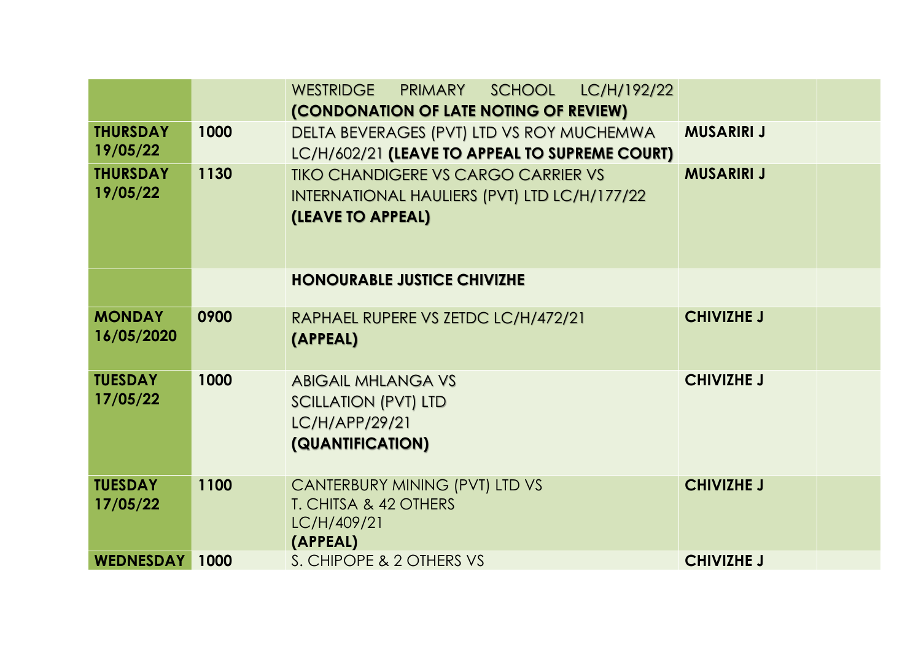| | | | | |
|---|---|---|---|---|
| | | WESTRIDGE PRIMARY SCHOOL LC/H/192/22 **(CONDONATION OF LATE NOTING OF REVIEW)** | | |
| **THURSDAY 19/05/22** | **1000** | DELTA BEVERAGES (PVT) LTD VS ROY MUCHEMWA LC/H/602/21 **(LEAVE TO APPEAL TO SUPREME COURT)** | **MUSARIRI J** | |
| **THURSDAY 19/05/22** | **1130** | TIKO CHANDIGERE VS CARGO CARRIER VS INTERNATIONAL HAULIERS (PVT) LTD LC/H/177/22 **(LEAVE TO APPEAL)** | **MUSARIRI J** | |
| | | **HONOURABLE JUSTICE CHIVIZHE** | | |
| **MONDAY 16/05/2020** | **0900** | RAPHAEL RUPERE VS ZETDC LC/H/472/21 **(APPEAL)** | **CHIVIZHE J** | |
| **TUESDAY 17/05/22** | **1000** | ABIGAIL MHLANGA VS SCILLATION (PVT) LTD LC/H/APP/29/21 **(QUANTIFICATION)** | **CHIVIZHE J** | |
| **TUESDAY 17/05/22** | **1100** | CANTERBURY MINING (PVT) LTD VS T. CHITSA & 42 OTHERS LC/H/409/21 **(APPEAL)** | **CHIVIZHE J** | |
| **WEDNESDAY** | **1000** | S. CHIPOPE & 2 OTHERS VS | **CHIVIZHE J** | |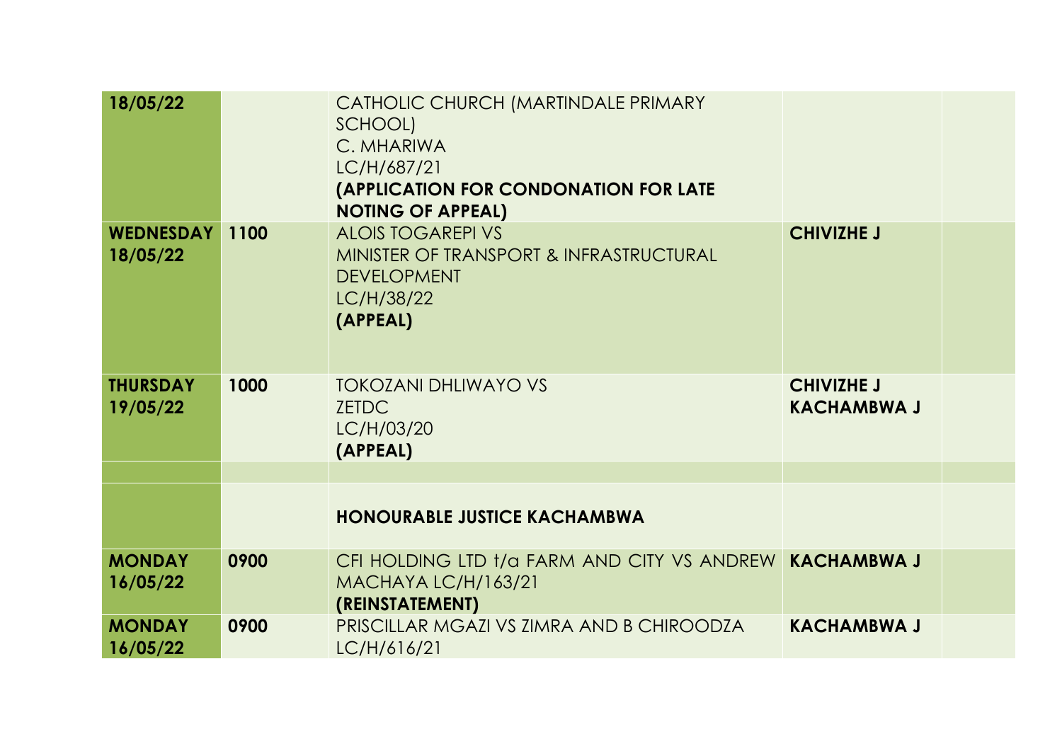| | | | | |
|---|---|---|---|---|
| **18/05/22** | | CATHOLIC CHURCH (MARTINDALE PRIMARY SCHOOL)<br>C. MHARIWA<br>LC/H/687/21<br>**(APPLICATION FOR CONDONATION FOR LATE NOTING OF APPEAL)** | | |
| **WEDNESDAY 18/05/22** | **1100** | ALOIS TOGAREPI VS<br>MINISTER OF TRANSPORT & INFRASTRUCTURAL DEVELOPMENT<br>LC/H/38/22<br>**(APPEAL)** | **CHIVIZHE J** | |
| **THURSDAY 19/05/22** | **1000** | TOKOZANI DHLIWAYO VS<br>ZETDC<br>LC/H/03/20<br>**(APPEAL)** | **CHIVIZHE J**<br>**KACHAMBWA J** | |
| | | | | |
| | | **HONOURABLE JUSTICE KACHAMBWA** | | |
| **MONDAY 16/05/22** | **0900** | CFI HOLDING LTD t/a FARM AND CITY VS ANDREW MACHAYA LC/H/163/21<br>**(REINSTATEMENT)** | **KACHAMBWA J** | |
| **MONDAY 16/05/22** | **0900** | PRISCILLAR MGAZI VS ZIMRA AND B CHIROODZA<br>LC/H/616/21 | **KACHAMBWA J** | |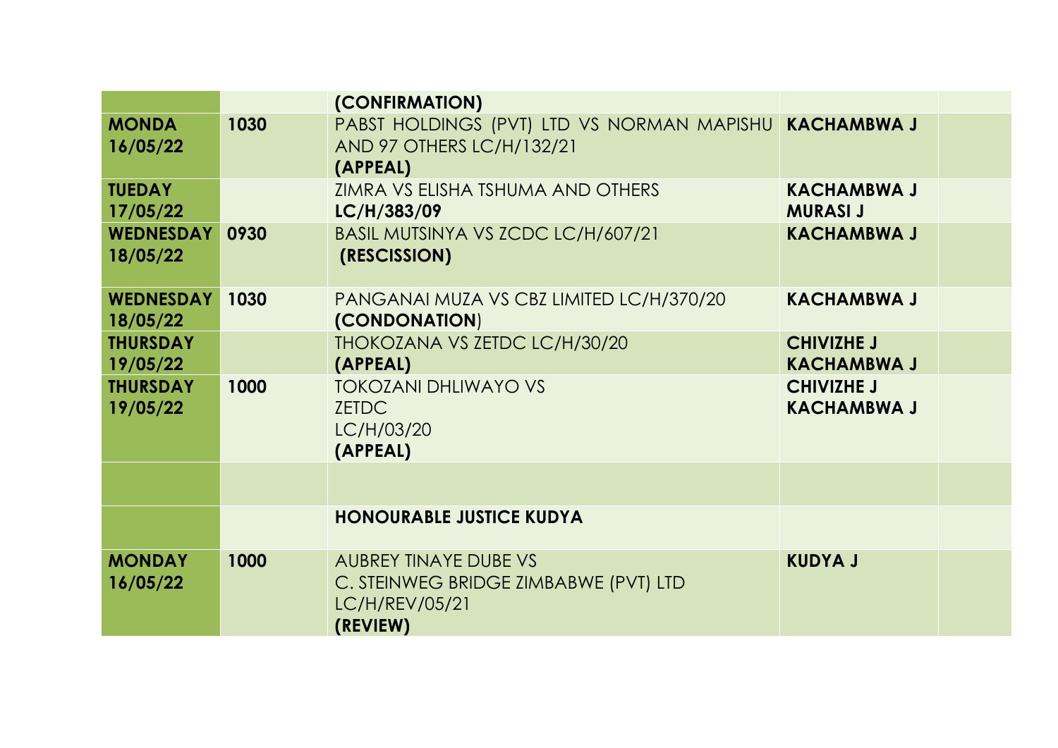| | | | | |
|---|---|---|---|---|
| | | **(CONFIRMATION)** | | |
| **MONDA 16/05/22** | **1030** | PABST HOLDINGS (PVT) LTD VS NORMAN MAPISHU AND 97 OTHERS LC/H/132/21 **(APPEAL)** | **KACHAMBWA J** | |
| **TUEDAY 17/05/22** | | ZIMRA VS ELISHA TSHUMA AND OTHERS **LC/H/383/09** | **KACHAMBWA J MURASI J** | |
| **WEDNESDAY 18/05/22** | **0930** | BASIL MUTSINYA VS ZCDC LC/H/607/21 **(RESCISSION)** | **KACHAMBWA J** | |
| **WEDNESDAY 18/05/22** | **1030** | PANGANAI MUZA VS CBZ LIMITED LC/H/370/20 **(CONDONATION**) | **KACHAMBWA J** | |
| **THURSDAY 19/05/22** | | THOKOZANA VS ZETDC LC/H/30/20 **(APPEAL)** | **CHIVIZHE J KACHAMBWA J** | |
| **THURSDAY 19/05/22** | **1000** | TOKOZANI DHLIWAYO VS ZETDC LC/H/03/20 **(APPEAL)** | **CHIVIZHE J KACHAMBWA J** | |
| | | | | |
| | | **HONOURABLE JUSTICE KUDYA** | | |
| **MONDAY 16/05/22** | **1000** | AUBREY TINAYE DUBE VS C. STEINWEG BRIDGE ZIMBABWE (PVT) LTD LC/H/REV/05/21 **(REVIEW)** | **KUDYA J** | |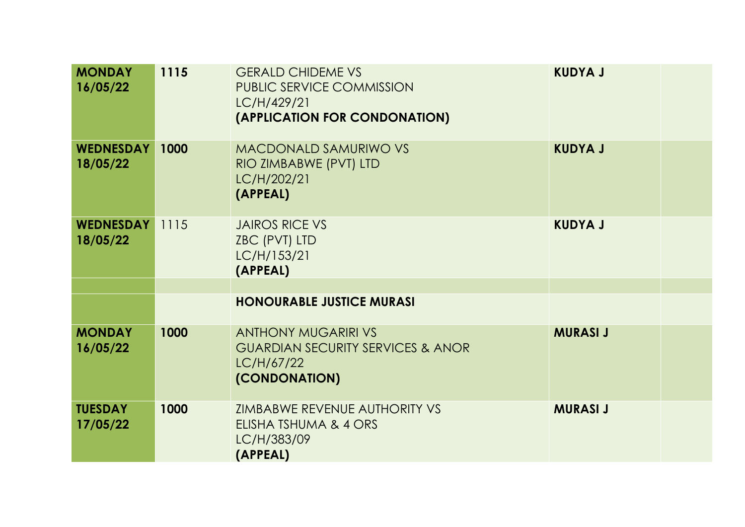| | | | | |
|---|---|---|---|---|
| **MONDAY 16/05/22** | **1115** | GERALD CHIDEME VS<br>PUBLIC SERVICE COMMISSION<br>LC/H/429/21<br>**(APPLICATION FOR CONDONATION)** | **KUDYA J** | |
| **WEDNESDAY 18/05/22** | **1000** | MACDONALD SAMURIWO VS<br>RIO ZIMBABWE (PVT) LTD<br>LC/H/202/21<br>**(APPEAL)** | **KUDYA J** | |
| **WEDNESDAY 18/05/22** | 1115 | JAIROS RICE VS<br>ZBC (PVT) LTD<br>LC/H/153/21<br>**(APPEAL)** | **KUDYA J** | |
| | | | | |
| | | **HONOURABLE JUSTICE MURASI** | | |
| **MONDAY 16/05/22** | **1000** | ANTHONY MUGARIRI VS<br>GUARDIAN SECURITY SERVICES & ANOR<br>LC/H/67/22<br>**(CONDONATION)** | **MURASI J** | |
| **TUESDAY 17/05/22** | **1000** | ZIMBABWE REVENUE AUTHORITY VS<br>ELISHA TSHUMA & 4 ORS<br>LC/H/383/09<br>**(APPEAL)** | **MURASI J** | |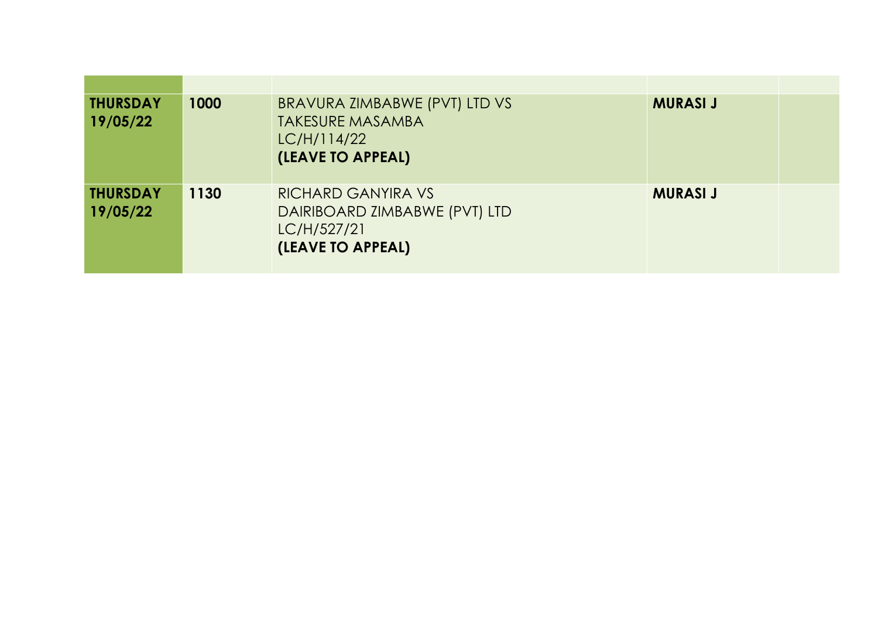| | | | | |
|---|---|---|---|---|
| **THURSDAY 19/05/22** | **1000** | BRAVURA ZIMBABWE (PVT) LTD VS TAKESURE MASAMBA LC/H/114/22 **(LEAVE TO APPEAL)** | **MURASI J** | |
| **THURSDAY 19/05/22** | **1130** | RICHARD GANYIRA VS DAIRIBOARD ZIMBABWE (PVT) LTD LC/H/527/21 **(LEAVE TO APPEAL)** | **MURASI J** | |